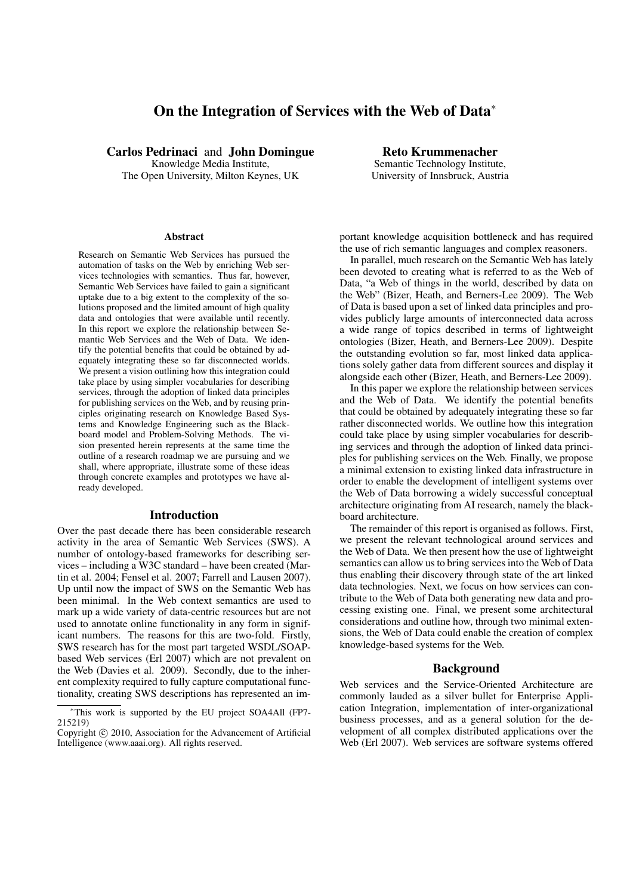# On the Integration of Services with the Web of Data*

**Carlos Pedrinaci** and **John Domingue**
Knowledge Media Institute,
The Open University, Milton Keynes, UK

**Reto Krummenacher**
Semantic Technology Institute,
University of Innsbruck, Austria

### Abstract

Research on Semantic Web Services has pursued the automation of tasks on the Web by enriching Web services technologies with semantics. Thus far, however, Semantic Web Services have failed to gain a significant uptake due to a big extent to the complexity of the solutions proposed and the limited amount of high quality data and ontologies that were available until recently. In this report we explore the relationship between Semantic Web Services and the Web of Data. We identify the potential benefits that could be obtained by adequately integrating these so far disconnected worlds. We present a vision outlining how this integration could take place by using simpler vocabularies for describing services, through the adoption of linked data principles for publishing services on the Web, and by reusing principles originating research on Knowledge Based Systems and Knowledge Engineering such as the Blackboard model and Problem-Solving Methods. The vision presented herein represents at the same time the outline of a research roadmap we are pursuing and we shall, where appropriate, illustrate some of these ideas through concrete examples and prototypes we have already developed.

## Introduction

Over the past decade there has been considerable research activity in the area of Semantic Web Services (SWS). A number of ontology-based frameworks for describing services – including a W3C standard – have been created (Martin et al. 2004; Fensel et al. 2007; Farrell and Lausen 2007). Up until now the impact of SWS on the Semantic Web has been minimal. In the Web context semantics are used to mark up a wide variety of data-centric resources but are not used to annotate online functionality in any form in significant numbers. The reasons for this are two-fold. Firstly, SWS research has for the most part targeted WSDL/SOAP-based Web services (Erl 2007) which are not prevalent on the Web (Davies et al. 2009). Secondly, due to the inherent complexity required to fully capture computational functionality, creating SWS descriptions has represented an important knowledge acquisition bottleneck and has required the use of rich semantic languages and complex reasoners.

In parallel, much research on the Semantic Web has lately been devoted to creating what is referred to as the Web of Data, "a Web of things in the world, described by data on the Web" (Bizer, Heath, and Berners-Lee 2009). The Web of Data is based upon a set of linked data principles and provides publicly large amounts of interconnected data across a wide range of topics described in terms of lightweight ontologies (Bizer, Heath, and Berners-Lee 2009). Despite the outstanding evolution so far, most linked data applications solely gather data from different sources and display it alongside each other (Bizer, Heath, and Berners-Lee 2009).

In this paper we explore the relationship between services and the Web of Data. We identify the potential benefits that could be obtained by adequately integrating these so far rather disconnected worlds. We outline how this integration could take place by using simpler vocabularies for describing services and through the adoption of linked data principles for publishing services on the Web. Finally, we propose a minimal extension to existing linked data infrastructure in order to enable the development of intelligent systems over the Web of Data borrowing a widely successful conceptual architecture originating from AI research, namely the blackboard architecture.

The remainder of this report is organised as follows. First, we present the relevant technological around services and the Web of Data. We then present how the use of lightweight semantics can allow us to bring services into the Web of Data thus enabling their discovery through state of the art linked data technologies. Next, we focus on how services can contribute to the Web of Data both generating new data and processing existing one. Final, we present some architectural considerations and outline how, through two minimal extensions, the Web of Data could enable the creation of complex knowledge-based systems for the Web.

## Background

Web services and the Service-Oriented Architecture are commonly lauded as a silver bullet for Enterprise Application Integration, implementation of inter-organizational business processes, and as a general solution for the development of all complex distributed applications over the Web (Erl 2007). Web services are software systems offered

*This work is supported by the EU project SOA4All (FP7-215219)

Copyright © 2010, Association for the Advancement of Artificial Intelligence (www.aaai.org). All rights reserved.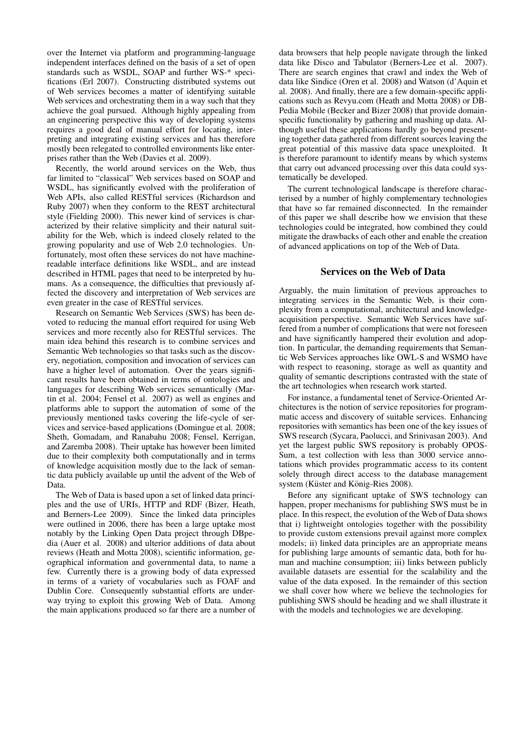over the Internet via platform and programming-language independent interfaces defined on the basis of a set of open standards such as WSDL, SOAP and further WS-* specifications (Erl 2007). Constructing distributed systems out of Web services becomes a matter of identifying suitable Web services and orchestrating them in a way such that they achieve the goal pursued. Although highly appealing from an engineering perspective this way of developing systems requires a good deal of manual effort for locating, interpreting and integrating existing services and has therefore mostly been relegated to controlled environments like enterprises rather than the Web (Davies et al. 2009).

Recently, the world around services on the Web, thus far limited to "classical" Web services based on SOAP and WSDL, has significantly evolved with the proliferation of Web APIs, also called RESTful services (Richardson and Ruby 2007) when they conform to the REST architectural style (Fielding 2000). This newer kind of services is characterized by their relative simplicity and their natural suitability for the Web, which is indeed closely related to the growing popularity and use of Web 2.0 technologies. Unfortunately, most often these services do not have machine-readable interface definitions like WSDL, and are instead described in HTML pages that need to be interpreted by humans. As a consequence, the difficulties that previously affected the discovery and interpretation of Web services are even greater in the case of RESTful services.

Research on Semantic Web Services (SWS) has been devoted to reducing the manual effort required for using Web services and more recently also for RESTful services. The main idea behind this research is to combine services and Semantic Web technologies so that tasks such as the discovery, negotiation, composition and invocation of services can have a higher level of automation. Over the years significant results have been obtained in terms of ontologies and languages for describing Web services semantically (Martin et al. 2004; Fensel et al. 2007) as well as engines and platforms able to support the automation of some of the previously mentioned tasks covering the life-cycle of services and service-based applications (Domingue et al. 2008; Sheth, Gomadam, and Ranabahu 2008; Fensel, Kerrigan, and Zaremba 2008). Their uptake has however been limited due to their complexity both computationally and in terms of knowledge acquisition mostly due to the lack of semantic data publicly available up until the advent of the Web of Data.

The Web of Data is based upon a set of linked data principles and the use of URIs, HTTP and RDF (Bizer, Heath, and Berners-Lee 2009). Since the linked data principles were outlined in 2006, there has been a large uptake most notably by the Linking Open Data project through DBpedia (Auer et al. 2008) and ulterior additions of data about reviews (Heath and Motta 2008), scientific information, geographical information and governmental data, to name a few. Currently there is a growing body of data expressed in terms of a variety of vocabularies such as FOAF and Dublin Core. Consequently substantial efforts are underway trying to exploit this growing Web of Data. Among the main applications produced so far there are a number of data browsers that help people navigate through the linked data like Disco and Tabulator (Berners-Lee et al. 2007). There are search engines that crawl and index the Web of data like Sindice (Oren et al. 2008) and Watson (d'Aquin et al. 2008). And finally, there are a few domain-specific applications such as Revyu.com (Heath and Motta 2008) or DBPedia Mobile (Becker and Bizer 2008) that provide domain-specific functionality by gathering and mashing up data. Although useful these applications hardly go beyond presenting together data gathered from different sources leaving the great potential of this massive data space unexploited. It is therefore paramount to identify means by which systems that carry out advanced processing over this data could systematically be developed.

The current technological landscape is therefore characterised by a number of highly complementary technologies that have so far remained disconnected. In the remainder of this paper we shall describe how we envision that these technologies could be integrated, how combined they could mitigate the drawbacks of each other and enable the creation of advanced applications on top of the Web of Data.

## Services on the Web of Data

Arguably, the main limitation of previous approaches to integrating services in the Semantic Web, is their complexity from a computational, architectural and knowledge-acquisition perspective. Semantic Web Services have suffered from a number of complications that were not foreseen and have significantly hampered their evolution and adoption. In particular, the demanding requirements that Semantic Web Services approaches like OWL-S and WSMO have with respect to reasoning, storage as well as quantity and quality of semantic descriptions contrasted with the state of the art technologies when research work started.

For instance, a fundamental tenet of Service-Oriented Architectures is the notion of service repositories for programmatic access and discovery of suitable services. Enhancing repositories with semantics has been one of the key issues of SWS research (Sycara, Paolucci, and Srinivasan 2003). And yet the largest public SWS repository is probably OPOSSum, a test collection with less than 3000 service annotations which provides programmatic access to its content solely through direct access to the database management system (Küster and König-Ries 2008).

Before any significant uptake of SWS technology can happen, proper mechanisms for publishing SWS must be in place. In this respect, the evolution of the Web of Data shows that i) lightweight ontologies together with the possibility to provide custom extensions prevail against more complex models; ii) linked data principles are an appropriate means for publishing large amounts of semantic data, both for human and machine consumption; iii) links between publicly available datasets are essential for the scalability and the value of the data exposed. In the remainder of this section we shall cover how where we believe the technologies for publishing SWS should be heading and we shall illustrate it with the models and technologies we are developing.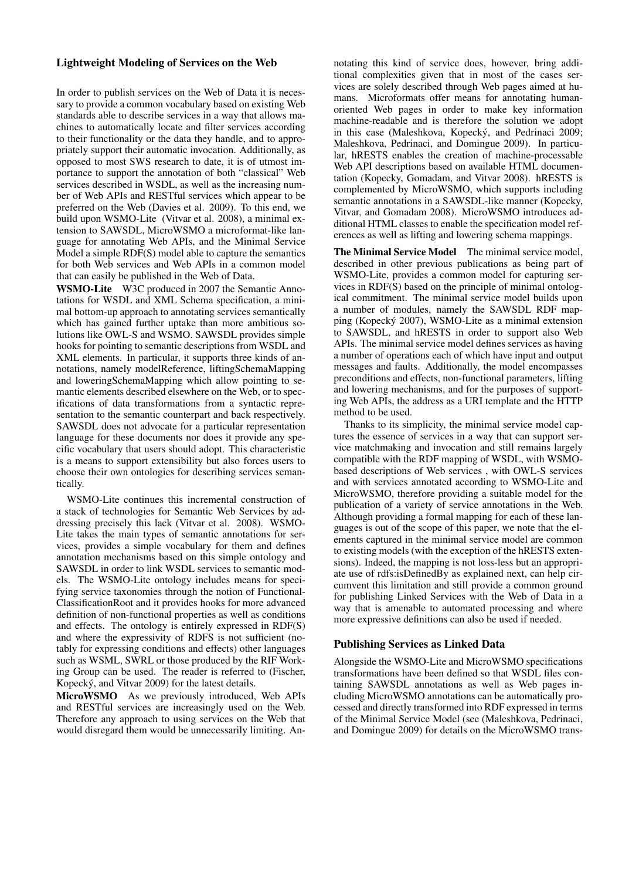### Lightweight Modeling of Services on the Web

In order to publish services on the Web of Data it is necessary to provide a common vocabulary based on existing Web standards able to describe services in a way that allows machines to automatically locate and filter services according to their functionality or the data they handle, and to appropriately support their automatic invocation. Additionally, as opposed to most SWS research to date, it is of utmost importance to support the annotation of both "classical" Web services described in WSDL, as well as the increasing number of Web APIs and RESTful services which appear to be preferred on the Web (Davies et al. 2009). To this end, we build upon WSMO-Lite (Vitvar et al. 2008), a minimal extension to SAWSDL, MicroWSMO a microformat-like language for annotating Web APIs, and the Minimal Service Model a simple RDF(S) model able to capture the semantics for both Web services and Web APIs in a common model that can easily be published in the Web of Data.

**WSMO-Lite** W3C produced in 2007 the Semantic Annotations for WSDL and XML Schema specification, a minimal bottom-up approach to annotating services semantically which has gained further uptake than more ambitious solutions like OWL-S and WSMO. SAWSDL provides simple hooks for pointing to semantic descriptions from WSDL and XML elements. In particular, it supports three kinds of annotations, namely modelReference, liftingSchemaMapping and loweringSchemaMapping which allow pointing to semantic elements described elsewhere on the Web, or to specifications of data transformations from a syntactic representation to the semantic counterpart and back respectively. SAWSDL does not advocate for a particular representation language for these documents nor does it provide any specific vocabulary that users should adopt. This characteristic is a means to support extensibility but also forces users to choose their own ontologies for describing services semantically.

WSMO-Lite continues this incremental construction of a stack of technologies for Semantic Web Services by addressing precisely this lack (Vitvar et al. 2008). WSMO-Lite takes the main types of semantic annotations for services, provides a simple vocabulary for them and defines annotation mechanisms based on this simple ontology and SAWSDL in order to link WSDL services to semantic models. The WSMO-Lite ontology includes means for specifying service taxonomies through the notion of FunctionalClassificationRoot and it provides hooks for more advanced definition of non-functional properties as well as conditions and effects. The ontology is entirely expressed in RDF(S) and where the expressivity of RDFS is not sufficient (notably for expressing conditions and effects) other languages such as WSML, SWRL or those produced by the RIF Working Group can be used. The reader is referred to (Fischer, Kopecký, and Vitvar 2009) for the latest details.

**MicroWSMO** As we previously introduced, Web APIs and RESTful services are increasingly used on the Web. Therefore any approach to using services on the Web that would disregard them would be unnecessarily limiting. Annotating this kind of service does, however, bring additional complexities given that in most of the cases services are solely described through Web pages aimed at humans. Microformats offer means for annotating human-oriented Web pages in order to make key information machine-readable and is therefore the solution we adopt in this case (Maleshkova, Kopecký, and Pedrinaci 2009; Maleshkova, Pedrinaci, and Domingue 2009). In particular, hRESTS enables the creation of machine-processable Web API descriptions based on available HTML documentation (Kopecky, Gomadam, and Vitvar 2008). hRESTS is complemented by MicroWSMO, which supports including semantic annotations in a SAWSDL-like manner (Kopecky, Vitvar, and Gomadam 2008). MicroWSMO introduces additional HTML classes to enable the specification model references as well as lifting and lowering schema mappings.

**The Minimal Service Model** The minimal service model, described in other previous publications as being part of WSMO-Lite, provides a common model for capturing services in RDF(S) based on the principle of minimal ontological commitment. The minimal service model builds upon a number of modules, namely the SAWSDL RDF mapping (Kopecký 2007), WSMO-Lite as a minimal extension to SAWSDL, and hRESTS in order to support also Web APIs. The minimal service model defines services as having a number of operations each of which have input and output messages and faults. Additionally, the model encompasses preconditions and effects, non-functional parameters, lifting and lowering mechanisms, and for the purposes of supporting Web APIs, the address as a URI template and the HTTP method to be used.

Thanks to its simplicity, the minimal service model captures the essence of services in a way that can support service matchmaking and invocation and still remains largely compatible with the RDF mapping of WSDL, with WSMO-based descriptions of Web services , with OWL-S services and with services annotated according to WSMO-Lite and MicroWSMO, therefore providing a suitable model for the publication of a variety of service annotations in the Web. Although providing a formal mapping for each of these languages is out of the scope of this paper, we note that the elements captured in the minimal service model are common to existing models (with the exception of the hRESTS extensions). Indeed, the mapping is not loss-less but an appropriate use of rdfs:isDefinedBy as explained next, can help circumvent this limitation and still provide a common ground for publishing Linked Services with the Web of Data in a way that is amenable to automated processing and where more expressive definitions can also be used if needed.

### Publishing Services as Linked Data

Alongside the WSMO-Lite and MicroWSMO specifications transformations have been defined so that WSDL files containing SAWSDL annotations as well as Web pages including MicroWSMO annotations can be automatically processed and directly transformed into RDF expressed in terms of the Minimal Service Model (see (Maleshkova, Pedrinaci, and Domingue 2009) for details on the MicroWSMO trans-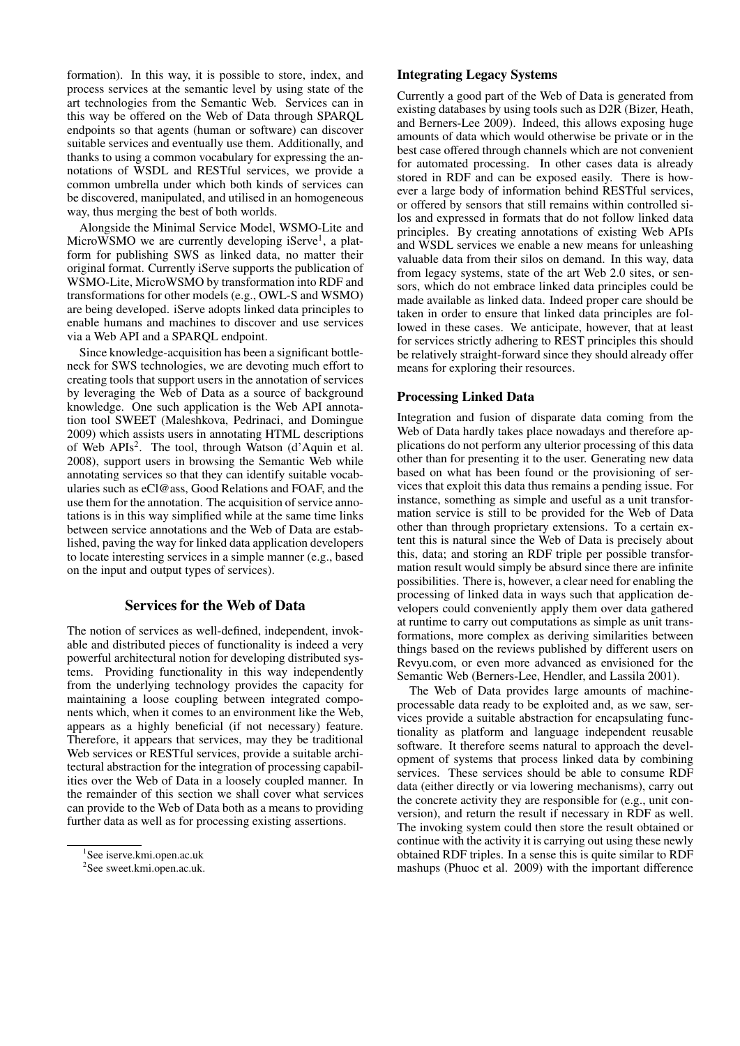formation). In this way, it is possible to store, index, and process services at the semantic level by using state of the art technologies from the Semantic Web. Services can in this way be offered on the Web of Data through SPARQL endpoints so that agents (human or software) can discover suitable services and eventually use them. Additionally, and thanks to using a common vocabulary for expressing the annotations of WSDL and RESTful services, we provide a common umbrella under which both kinds of services can be discovered, manipulated, and utilised in an homogeneous way, thus merging the best of both worlds.

Alongside the Minimal Service Model, WSMO-Lite and MicroWSMO we are currently developing iServe[1], a platform for publishing SWS as linked data, no matter their original format. Currently iServe supports the publication of WSMO-Lite, MicroWSMO by transformation into RDF and transformations for other models (e.g., OWL-S and WSMO) are being developed. iServe adopts linked data principles to enable humans and machines to discover and use services via a Web API and a SPARQL endpoint.

Since knowledge-acquisition has been a significant bottleneck for SWS technologies, we are devoting much effort to creating tools that support users in the annotation of services by leveraging the Web of Data as a source of background knowledge. One such application is the Web API annotation tool SWEET (Maleshkova, Pedrinaci, and Domingue 2009) which assists users in annotating HTML descriptions of Web APIs[2]. The tool, through Watson (d'Aquin et al. 2008), support users in browsing the Semantic Web while annotating services so that they can identify suitable vocabularies such as eCl@ass, Good Relations and FOAF, and the use them for the annotation. The acquisition of service annotations is in this way simplified while at the same time links between service annotations and the Web of Data are established, paving the way for linked data application developers to locate interesting services in a simple manner (e.g., based on the input and output types of services).

## Services for the Web of Data

The notion of services as well-defined, independent, invokable and distributed pieces of functionality is indeed a very powerful architectural notion for developing distributed systems. Providing functionality in this way independently from the underlying technology provides the capacity for maintaining a loose coupling between integrated components which, when it comes to an environment like the Web, appears as a highly beneficial (if not necessary) feature. Therefore, it appears that services, may they be traditional Web services or RESTful services, provide a suitable architectural abstraction for the integration of processing capabilities over the Web of Data in a loosely coupled manner. In the remainder of this section we shall cover what services can provide to the Web of Data both as a means to providing further data as well as for processing existing assertions.

### Integrating Legacy Systems

Currently a good part of the Web of Data is generated from existing databases by using tools such as D2R (Bizer, Heath, and Berners-Lee 2009). Indeed, this allows exposing huge amounts of data which would otherwise be private or in the best case offered through channels which are not convenient for automated processing. In other cases data is already stored in RDF and can be exposed easily. There is however a large body of information behind RESTful services, or offered by sensors that still remains within controlled silos and expressed in formats that do not follow linked data principles. By creating annotations of existing Web APIs and WSDL services we enable a new means for unleashing valuable data from their silos on demand. In this way, data from legacy systems, state of the art Web 2.0 sites, or sensors, which do not embrace linked data principles could be made available as linked data. Indeed proper care should be taken in order to ensure that linked data principles are followed in these cases. We anticipate, however, that at least for services strictly adhering to REST principles this should be relatively straight-forward since they should already offer means for exploring their resources.

### Processing Linked Data

Integration and fusion of disparate data coming from the Web of Data hardly takes place nowadays and therefore applications do not perform any ulterior processing of this data other than for presenting it to the user. Generating new data based on what has been found or the provisioning of services that exploit this data thus remains a pending issue. For instance, something as simple and useful as a unit transformation service is still to be provided for the Web of Data other than through proprietary extensions. To a certain extent this is natural since the Web of Data is precisely about this, data; and storing an RDF triple per possible transformation result would simply be absurd since there are infinite possibilities. There is, however, a clear need for enabling the processing of linked data in ways such that application developers could conveniently apply them over data gathered at runtime to carry out computations as simple as unit transformations, more complex as deriving similarities between things based on the reviews published by different users on Revyu.com, or even more advanced as envisioned for the Semantic Web (Berners-Lee, Hendler, and Lassila 2001).

The Web of Data provides large amounts of machine-processable data ready to be exploited and, as we saw, services provide a suitable abstraction for encapsulating functionality as platform and language independent reusable software. It therefore seems natural to approach the development of systems that process linked data by combining services. These services should be able to consume RDF data (either directly or via lowering mechanisms), carry out the concrete activity they are responsible for (e.g., unit conversion), and return the result if necessary in RDF as well. The invoking system could then store the result obtained or continue with the activity it is carrying out using these newly obtained RDF triples. In a sense this is quite similar to RDF mashups (Phuoc et al. 2009) with the important difference

[1] See iserve.kmi.open.ac.uk

[2] See sweet.kmi.open.ac.uk.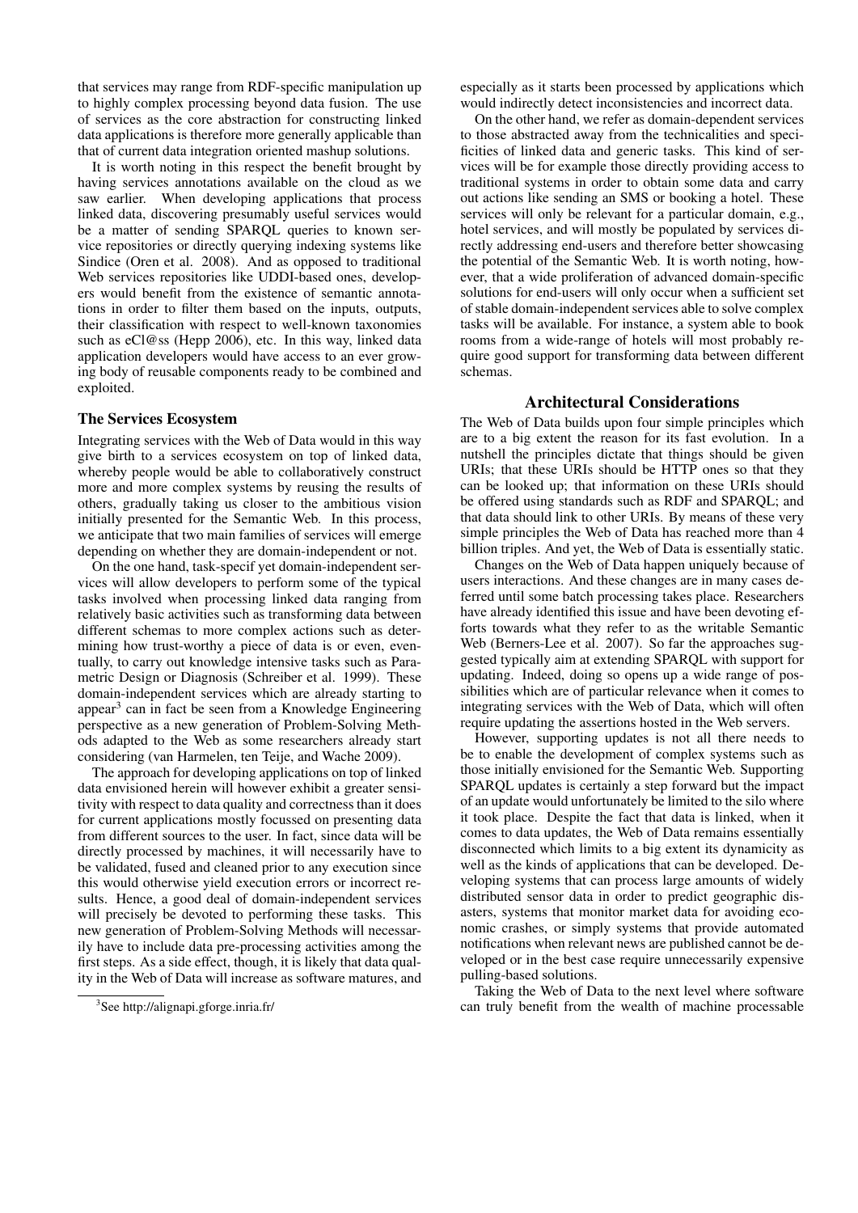that services may range from RDF-specific manipulation up to highly complex processing beyond data fusion. The use of services as the core abstraction for constructing linked data applications is therefore more generally applicable than that of current data integration oriented mashup solutions.

It is worth noting in this respect the benefit brought by having services annotations available on the cloud as we saw earlier. When developing applications that process linked data, discovering presumably useful services would be a matter of sending SPARQL queries to known service repositories or directly querying indexing systems like Sindice (Oren et al. 2008). And as opposed to traditional Web services repositories like UDDI-based ones, developers would benefit from the existence of semantic annotations in order to filter them based on the inputs, outputs, their classification with respect to well-known taxonomies such as eCl@ss (Hepp 2006), etc. In this way, linked data application developers would have access to an ever growing body of reusable components ready to be combined and exploited.

### The Services Ecosystem

Integrating services with the Web of Data would in this way give birth to a services ecosystem on top of linked data, whereby people would be able to collaboratively construct more and more complex systems by reusing the results of others, gradually taking us closer to the ambitious vision initially presented for the Semantic Web. In this process, we anticipate that two main families of services will emerge depending on whether they are domain-independent or not.

On the one hand, task-specif yet domain-independent services will allow developers to perform some of the typical tasks involved when processing linked data ranging from relatively basic activities such as transforming data between different schemas to more complex actions such as determining how trust-worthy a piece of data is or even, eventually, to carry out knowledge intensive tasks such as Parametric Design or Diagnosis (Schreiber et al. 1999). These domain-independent services which are already starting to appear[3] can in fact be seen from a Knowledge Engineering perspective as a new generation of Problem-Solving Methods adapted to the Web as some researchers already start considering (van Harmelen, ten Teije, and Wache 2009).

The approach for developing applications on top of linked data envisioned herein will however exhibit a greater sensitivity with respect to data quality and correctness than it does for current applications mostly focussed on presenting data from different sources to the user. In fact, since data will be directly processed by machines, it will necessarily have to be validated, fused and cleaned prior to any execution since this would otherwise yield execution errors or incorrect results. Hence, a good deal of domain-independent services will precisely be devoted to performing these tasks. This new generation of Problem-Solving Methods will necessarily have to include data pre-processing activities among the first steps. As a side effect, though, it is likely that data quality in the Web of Data will increase as software matures, and especially as it starts been processed by applications which would indirectly detect inconsistencies and incorrect data.

On the other hand, we refer as domain-dependent services to those abstracted away from the technicalities and specificities of linked data and generic tasks. This kind of services will be for example those directly providing access to traditional systems in order to obtain some data and carry out actions like sending an SMS or booking a hotel. These services will only be relevant for a particular domain, e.g., hotel services, and will mostly be populated by services directly addressing end-users and therefore better showcasing the potential of the Semantic Web. It is worth noting, however, that a wide proliferation of advanced domain-specific solutions for end-users will only occur when a sufficient set of stable domain-independent services able to solve complex tasks will be available. For instance, a system able to book rooms from a wide-range of hotels will most probably require good support for transforming data between different schemas.

[3] See http://alignapi.gforge.inria.fr/

## Architectural Considerations

The Web of Data builds upon four simple principles which are to a big extent the reason for its fast evolution. In a nutshell the principles dictate that things should be given URIs; that these URIs should be HTTP ones so that they can be looked up; that information on these URIs should be offered using standards such as RDF and SPARQL; and that data should link to other URIs. By means of these very simple principles the Web of Data has reached more than 4 billion triples. And yet, the Web of Data is essentially static.

Changes on the Web of Data happen uniquely because of users interactions. And these changes are in many cases deferred until some batch processing takes place. Researchers have already identified this issue and have been devoting efforts towards what they refer to as the writable Semantic Web (Berners-Lee et al. 2007). So far the approaches suggested typically aim at extending SPARQL with support for updating. Indeed, doing so opens up a wide range of possibilities which are of particular relevance when it comes to integrating services with the Web of Data, which will often require updating the assertions hosted in the Web servers.

However, supporting updates is not all there needs to be to enable the development of complex systems such as those initially envisioned for the Semantic Web. Supporting SPARQL updates is certainly a step forward but the impact of an update would unfortunately be limited to the silo where it took place. Despite the fact that data is linked, when it comes to data updates, the Web of Data remains essentially disconnected which limits to a big extent its dynamicity as well as the kinds of applications that can be developed. Developing systems that can process large amounts of widely distributed sensor data in order to predict geographic disasters, systems that monitor market data for avoiding economic crashes, or simply systems that provide automated notifications when relevant news are published cannot be developed or in the best case require unnecessarily expensive pulling-based solutions.

Taking the Web of Data to the next level where software can truly benefit from the wealth of machine processable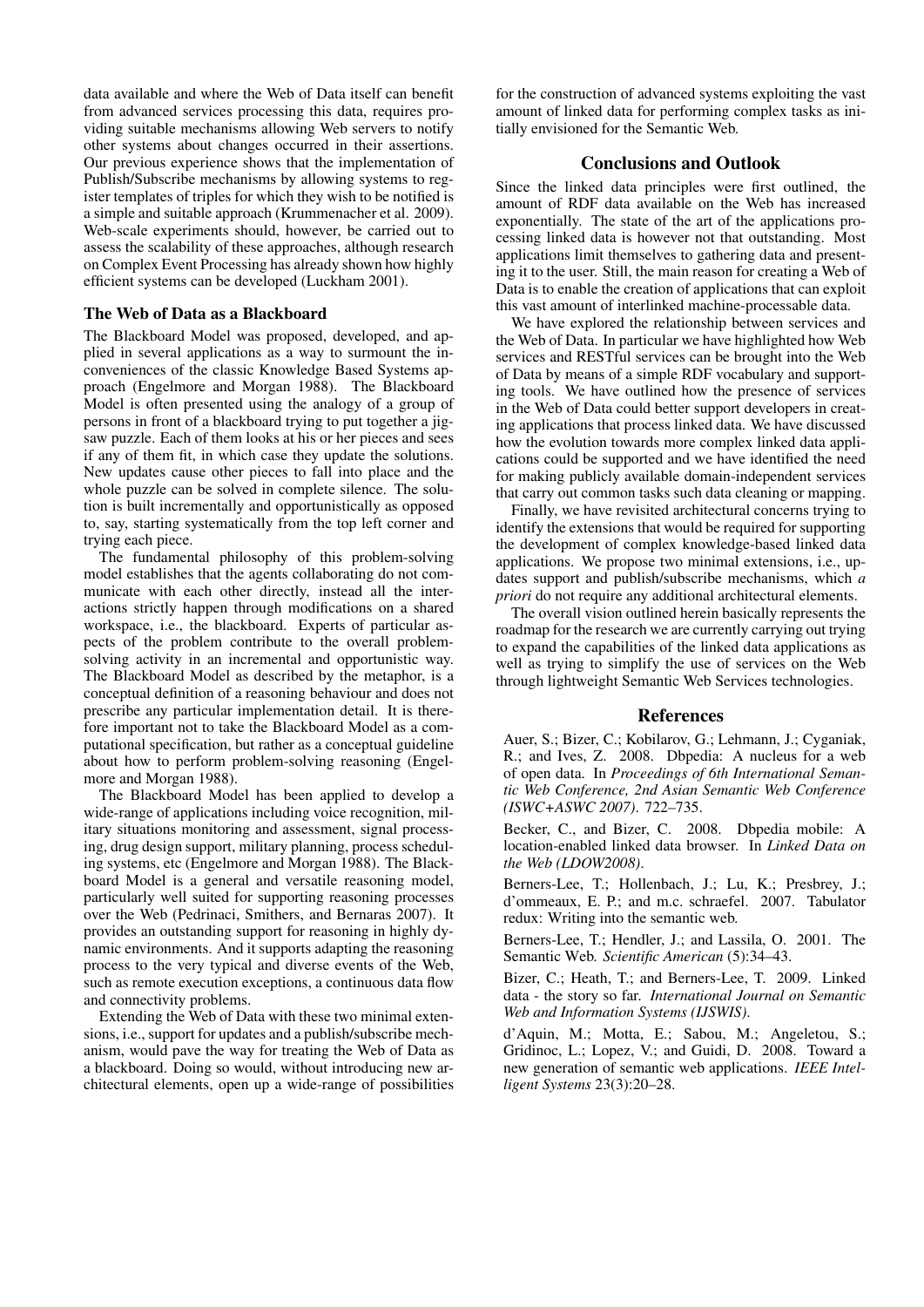data available and where the Web of Data itself can benefit from advanced services processing this data, requires providing suitable mechanisms allowing Web servers to notify other systems about changes occurred in their assertions. Our previous experience shows that the implementation of Publish/Subscribe mechanisms by allowing systems to register templates of triples for which they wish to be notified is a simple and suitable approach (Krummenacher et al. 2009). Web-scale experiments should, however, be carried out to assess the scalability of these approaches, although research on Complex Event Processing has already shown how highly efficient systems can be developed (Luckham 2001).

### The Web of Data as a Blackboard

The Blackboard Model was proposed, developed, and applied in several applications as a way to surmount the inconveniences of the classic Knowledge Based Systems approach (Engelmore and Morgan 1988). The Blackboard Model is often presented using the analogy of a group of persons in front of a blackboard trying to put together a jigsaw puzzle. Each of them looks at his or her pieces and sees if any of them fit, in which case they update the solutions. New updates cause other pieces to fall into place and the whole puzzle can be solved in complete silence. The solution is built incrementally and opportunistically as opposed to, say, starting systematically from the top left corner and trying each piece.

The fundamental philosophy of this problem-solving model establishes that the agents collaborating do not communicate with each other directly, instead all the interactions strictly happen through modifications on a shared workspace, i.e., the blackboard. Experts of particular aspects of the problem contribute to the overall problem-solving activity in an incremental and opportunistic way. The Blackboard Model as described by the metaphor, is a conceptual definition of a reasoning behaviour and does not prescribe any particular implementation detail. It is therefore important not to take the Blackboard Model as a computational specification, but rather as a conceptual guideline about how to perform problem-solving reasoning (Engelmore and Morgan 1988).

The Blackboard Model has been applied to develop a wide-range of applications including voice recognition, military situations monitoring and assessment, signal processing, drug design support, military planning, process scheduling systems, etc (Engelmore and Morgan 1988). The Blackboard Model is a general and versatile reasoning model, particularly well suited for supporting reasoning processes over the Web (Pedrinaci, Smithers, and Bernaras 2007). It provides an outstanding support for reasoning in highly dynamic environments. And it supports adapting the reasoning process to the very typical and diverse events of the Web, such as remote execution exceptions, a continuous data flow and connectivity problems.

Extending the Web of Data with these two minimal extensions, i.e., support for updates and a publish/subscribe mechanism, would pave the way for treating the Web of Data as a blackboard. Doing so would, without introducing new architectural elements, open up a wide-range of possibilities for the construction of advanced systems exploiting the vast amount of linked data for performing complex tasks as initially envisioned for the Semantic Web.

## Conclusions and Outlook

Since the linked data principles were first outlined, the amount of RDF data available on the Web has increased exponentially. The state of the art of the applications processing linked data is however not that outstanding. Most applications limit themselves to gathering data and presenting it to the user. Still, the main reason for creating a Web of Data is to enable the creation of applications that can exploit this vast amount of interlinked machine-processable data.

We have explored the relationship between services and the Web of Data. In particular we have highlighted how Web services and RESTful services can be brought into the Web of Data by means of a simple RDF vocabulary and supporting tools. We have outlined how the presence of services in the Web of Data could better support developers in creating applications that process linked data. We have discussed how the evolution towards more complex linked data applications could be supported and we have identified the need for making publicly available domain-independent services that carry out common tasks such data cleaning or mapping.

Finally, we have revisited architectural concerns trying to identify the extensions that would be required for supporting the development of complex knowledge-based linked data applications. We propose two minimal extensions, i.e., updates support and publish/subscribe mechanisms, which *a priori* do not require any additional architectural elements.

The overall vision outlined herein basically represents the roadmap for the research we are currently carrying out trying to expand the capabilities of the linked data applications as well as trying to simplify the use of services on the Web through lightweight Semantic Web Services technologies.

## References

Auer, S.; Bizer, C.; Kobilarov, G.; Lehmann, J.; Cyganiak, R.; and Ives, Z. 2008. Dbpedia: A nucleus for a web of open data. In *Proceedings of 6th International Semantic Web Conference, 2nd Asian Semantic Web Conference (ISWC+ASWC 2007)*. 722–735.

Becker, C., and Bizer, C. 2008. Dbpedia mobile: A location-enabled linked data browser. In *Linked Data on the Web (LDOW2008)*.

Berners-Lee, T.; Hollenbach, J.; Lu, K.; Presbrey, J.; d'ommeaux, E. P.; and m.c. schraefel. 2007. Tabulator redux: Writing into the semantic web.

Berners-Lee, T.; Hendler, J.; and Lassila, O. 2001. The Semantic Web. *Scientific American* (5):34–43.

Bizer, C.; Heath, T.; and Berners-Lee, T. 2009. Linked data - the story so far. *International Journal on Semantic Web and Information Systems (IJSWIS)*.

d'Aquin, M.; Motta, E.; Sabou, M.; Angeletou, S.; Gridinoc, L.; Lopez, V.; and Guidi, D. 2008. Toward a new generation of semantic web applications. *IEEE Intelligent Systems* 23(3):20–28.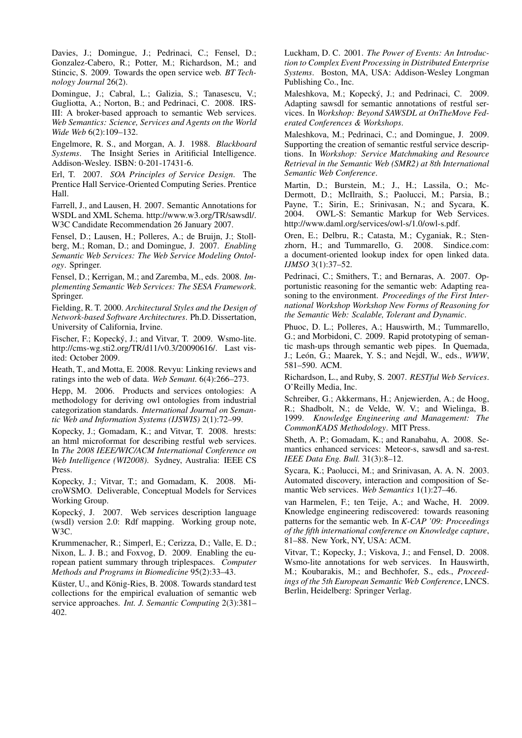Davies, J.; Domingue, J.; Pedrinaci, C.; Fensel, D.; Gonzalez-Cabero, R.; Potter, M.; Richardson, M.; and Stincic, S. 2009. Towards the open service web. *BT Technology Journal* 26(2).

Domingue, J.; Cabral, L.; Galizia, S.; Tanasescu, V.; Gugliotta, A.; Norton, B.; and Pedrinaci, C. 2008. IRS-III: A broker-based approach to semantic Web services. *Web Semantics: Science, Services and Agents on the World Wide Web* 6(2):109–132.

Engelmore, R. S., and Morgan, A. J. 1988. *Blackboard Systems*. The Insight Series in Aritificial Intelligence. Addison-Wesley. ISBN: 0-201-17431-6.

Erl, T. 2007. *SOA Principles of Service Design*. The Prentice Hall Service-Oriented Computing Series. Prentice Hall.

Farrell, J., and Lausen, H. 2007. Semantic Annotations for WSDL and XML Schema. http://www.w3.org/TR/sawsdl/. W3C Candidate Recommendation 26 January 2007.

Fensel, D.; Lausen, H.; Polleres, A.; de Bruijn, J.; Stollberg, M.; Roman, D.; and Domingue, J. 2007. *Enabling Semantic Web Services: The Web Service Modeling Ontology*. Springer.

Fensel, D.; Kerrigan, M.; and Zaremba, M., eds. 2008. *Implementing Semantic Web Services: The SESA Framework*. Springer.

Fielding, R. T. 2000. *Architectural Styles and the Design of Network-based Software Architectures*. Ph.D. Dissertation, University of California, Irvine.

Fischer, F.; Kopecký, J.; and Vitvar, T. 2009. Wsmo-lite. http://cms-wg.sti2.org/TR/d11/v0.3/20090616/. Last visited: October 2009.

Heath, T., and Motta, E. 2008. Revyu: Linking reviews and ratings into the web of data. *Web Semant.* 6(4):266–273.

Hepp, M. 2006. Products and services ontologies: A methodology for deriving owl ontologies from industrial categorization standards. *International Journal on Semantic Web and Information Systems (IJSWIS)* 2(1):72–99.

Kopecky, J.; Gomadam, K.; and Vitvar, T. 2008. hrests: an html microformat for describing restful web services. In *The 2008 IEEE/WIC/ACM International Conference on Web Intelligence (WI2008)*. Sydney, Australia: IEEE CS Press.

Kopecky, J.; Vitvar, T.; and Gomadam, K. 2008. MicroWSMO. Deliverable, Conceptual Models for Services Working Group.

Kopecký, J. 2007. Web services description language (wsdl) version 2.0: Rdf mapping. Working group note, W3C.

Krummenacher, R.; Simperl, E.; Cerizza, D.; Valle, E. D.; Nixon, L. J. B.; and Foxvog, D. 2009. Enabling the european patient summary through triplespaces. *Computer Methods and Programs in Biomedicine* 95(2):33–43.

Küster, U., and König-Ries, B. 2008. Towards standard test collections for the empirical evaluation of semantic web service approaches. *Int. J. Semantic Computing* 2(3):381–402.

Luckham, D. C. 2001. *The Power of Events: An Introduction to Complex Event Processing in Distributed Enterprise Systems*. Boston, MA, USA: Addison-Wesley Longman Publishing Co., Inc.

Maleshkova, M.; Kopecký, J.; and Pedrinaci, C. 2009. Adapting sawsdl for semantic annotations of restful services. In *Workshop: Beyond SAWSDL at OnTheMove Federated Conferences & Workshops*.

Maleshkova, M.; Pedrinaci, C.; and Domingue, J. 2009. Supporting the creation of semantic restful service descriptions. In *Workshop: Service Matchmaking and Resource Retrieval in the Semantic Web (SMR2) at 8th International Semantic Web Conference*.

Martin, D.; Burstein, M.; J., H.; Lassila, O.; McDermott, D.; McIlraith, S.; Paolucci, M.; Parsia, B.; Payne, T.; Sirin, E.; Srinivasan, N.; and Sycara, K. 2004. OWL-S: Semantic Markup for Web Services. http://www.daml.org/services/owl-s/1.0/owl-s.pdf.

Oren, E.; Delbru, R.; Catasta, M.; Cyganiak, R.; Stenzhorn, H.; and Tummarello, G. 2008. Sindice.com: a document-oriented lookup index for open linked data. *IJMSO* 3(1):37–52.

Pedrinaci, C.; Smithers, T.; and Bernaras, A. 2007. Opportunistic reasoning for the semantic web: Adapting reasoning to the environment. *Proceedings of the First International Workshop Workshop New Forms of Reasoning for the Semantic Web: Scalable, Tolerant and Dynamic*.

Phuoc, D. L.; Polleres, A.; Hauswirth, M.; Tummarello, G.; and Morbidoni, C. 2009. Rapid prototyping of semantic mash-ups through semantic web pipes. In Quemada, J.; León, G.; Maarek, Y. S.; and Nejdl, W., eds., *WWW*, 581–590. ACM.

Richardson, L., and Ruby, S. 2007. *RESTful Web Services*. O'Reilly Media, Inc.

Schreiber, G.; Akkermans, H.; Anjewierden, A.; de Hoog, R.; Shadbolt, N.; de Velde, W. V.; and Wielinga, B. 1999. *Knowledge Engineering and Management: The CommonKADS Methodology*. MIT Press.

Sheth, A. P.; Gomadam, K.; and Ranabahu, A. 2008. Semantics enhanced services: Meteor-s, sawsdl and sa-rest. *IEEE Data Eng. Bull.* 31(3):8–12.

Sycara, K.; Paolucci, M.; and Srinivasan, A. A. N. 2003. Automated discovery, interaction and composition of Semantic Web services. *Web Semantics* 1(1):27–46.

van Harmelen, F.; ten Teije, A.; and Wache, H. 2009. Knowledge engineering rediscovered: towards reasoning patterns for the semantic web. In *K-CAP '09: Proceedings of the fifth international conference on Knowledge capture*, 81–88. New York, NY, USA: ACM.

Vitvar, T.; Kopecky, J.; Viskova, J.; and Fensel, D. 2008. Wsmo-lite annotations for web services. In Hauswirth, M.; Koubarakis, M.; and Bechhofer, S., eds., *Proceedings of the 5th European Semantic Web Conference*, LNCS. Berlin, Heidelberg: Springer Verlag.